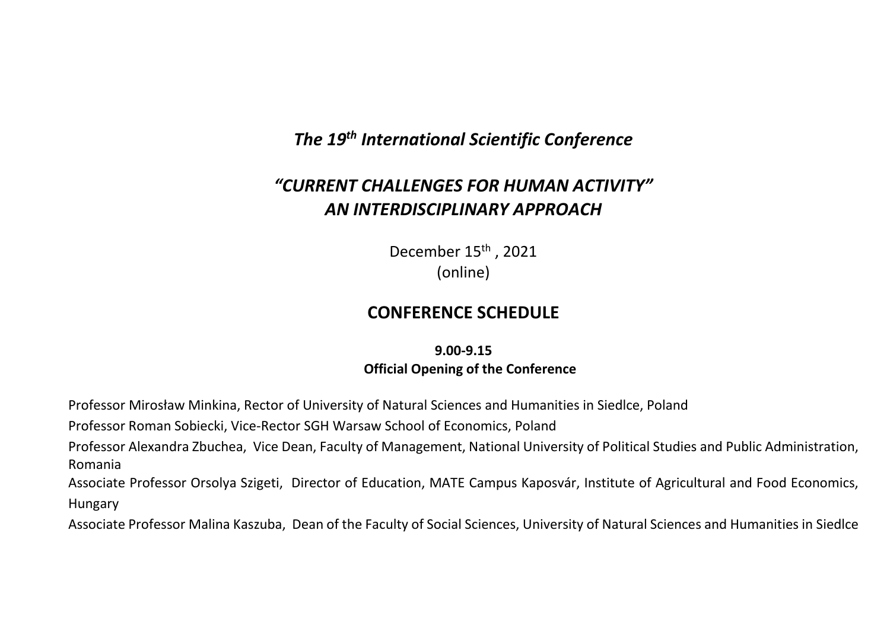# *The 19th International Scientific Conference*

## *"CURRENT CHALLENGES FOR HUMAN ACTIVITY" AN INTERDISCIPLINARY APPROACH*

December 15th , 2021
(online)

## CONFERENCE SCHEDULE

**9.00-9.15**
**Official Opening of the Conference**

Professor Mirosław Minkina, Rector of University of Natural Sciences and Humanities in Siedlce, Poland

Professor Roman Sobiecki, Vice-Rector SGH Warsaw School of Economics, Poland

Professor Alexandra Zbuchea, Vice Dean, Faculty of Management, National University of Political Studies and Public Administration, Romania

Associate Professor Orsolya Szigeti, Director of Education, MATE Campus Kaposvár, Institute of Agricultural and Food Economics, Hungary

Associate Professor Malina Kaszuba, Dean of the Faculty of Social Sciences, University of Natural Sciences and Humanities in Siedlce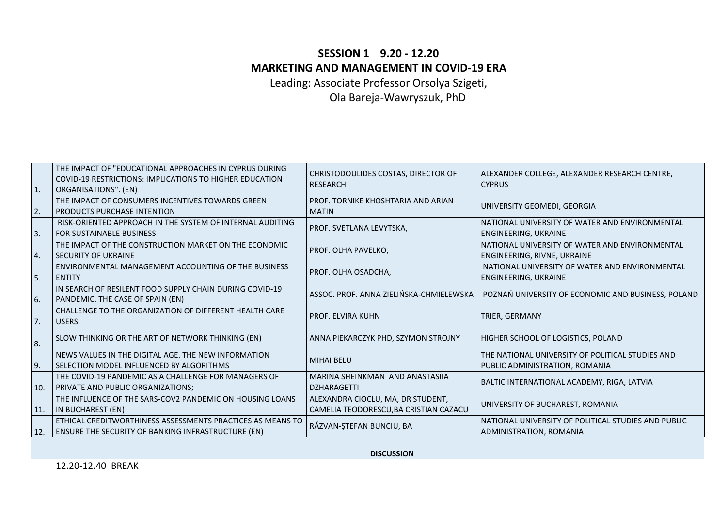## SESSION 1 9.20 - 12.20

## MARKETING AND MANAGEMENT IN COVID-19 ERA

Leading: Associate Professor Orsolya Szigeti,
Ola Bareja-Wawryszuk, PhD

| | | | |
|---|---|---|---|
| 1. | THE IMPACT OF "EDUCATIONAL APPROACHES IN CYPRUS DURING COVID-19 RESTRICTIONS: IMPLICATIONS TO HIGHER EDUCATION ORGANISATIONS". (EN) | CHRISTODOULIDES COSTAS, DIRECTOR OF RESEARCH | ALEXANDER COLLEGE, ALEXANDER RESEARCH CENTRE, CYPRUS |
| 2. | THE IMPACT OF CONSUMERS INCENTIVES TOWARDS GREEN PRODUCTS PURCHASE INTENTION | PROF. TORNIKE KHOSHTARIA AND ARIAN MATIN | UNIVERSITY GEOMEDI, GEORGIA |
| 3. | RISK-ORIENTED APPROACH IN THE SYSTEM OF INTERNAL AUDITING FOR SUSTAINABLE BUSINESS | PROF. SVETLANA LEVYTSKA, | NATIONAL UNIVERSITY OF WATER AND ENVIRONMENTAL ENGINEERING, UKRAINE |
| 4. | THE IMPACT OF THE CONSTRUCTION MARKET ON THE ECONOMIC SECURITY OF UKRAINE | PROF. OLHA PAVELKO, | NATIONAL UNIVERSITY OF WATER AND ENVIRONMENTAL ENGINEERING, RIVNE, UKRAINE |
| 5. | ENVIRONMENTAL MANAGEMENT ACCOUNTING OF THE BUSINESS ENTITY | PROF. OLHA OSADCHA, | NATIONAL UNIVERSITY OF WATER AND ENVIRONMENTAL ENGINEERING, UKRAINE |
| 6. | IN SEARCH OF RESILENT FOOD SUPPLY CHAIN DURING COVID-19 PANDEMIC. THE CASE OF SPAIN (EN) | ASSOC. PROF. ANNA ZIELIŃSKA-CHMIELEWSKA | POZNAŃ UNIVERSITY OF ECONOMIC AND BUSINESS, POLAND |
| 7. | CHALLENGE TO THE ORGANIZATION OF DIFFERENT HEALTH CARE USERS | PROF. ELVIRA KUHN | TRIER, GERMANY |
| 8. | SLOW THINKING OR THE ART OF NETWORK THINKING (EN) | ANNA PIEKARCZYK PHD, SZYMON STROJNY | HIGHER SCHOOL OF LOGISTICS, POLAND |
| 9. | NEWS VALUES IN THE DIGITAL AGE. THE NEW INFORMATION SELECTION MODEL INFLUENCED BY ALGORITHMS | MIHAI BELU | THE NATIONAL UNIVERSITY OF POLITICAL STUDIES AND PUBLIC ADMINISTRATION, ROMANIA |
| 10. | THE COVID-19 PANDEMIC AS A CHALLENGE FOR MANAGERS OF PRIVATE AND PUBLIC ORGANIZATIONS; | MARINA SHEINKMAN AND ANASTASIIA DZHARAGETTI | BALTIC INTERNATIONAL ACADEMY, RIGA, LATVIA |
| 11. | THE INFLUENCE OF THE SARS-COV2 PANDEMIC ON HOUSING LOANS IN BUCHAREST (EN) | ALEXANDRA CIOCLU, MA, DR STUDENT, CAMELIA TEODORESCU,BA CRISTIAN CAZACU | UNIVERSITY OF BUCHAREST, ROMANIA |
| 12. | ETHICAL CREDITWORTHINESS ASSESSMENTS PRACTICES AS MEANS TO ENSURE THE SECURITY OF BANKING INFRASTRUCTURE (EN) | RĂZVAN-ȘTEFAN BUNCIU, BA | NATIONAL UNIVERSITY OF POLITICAL STUDIES AND PUBLIC ADMINISTRATION, ROMANIA |
| | | **DISCUSSION** | |

12.20-12.40 BREAK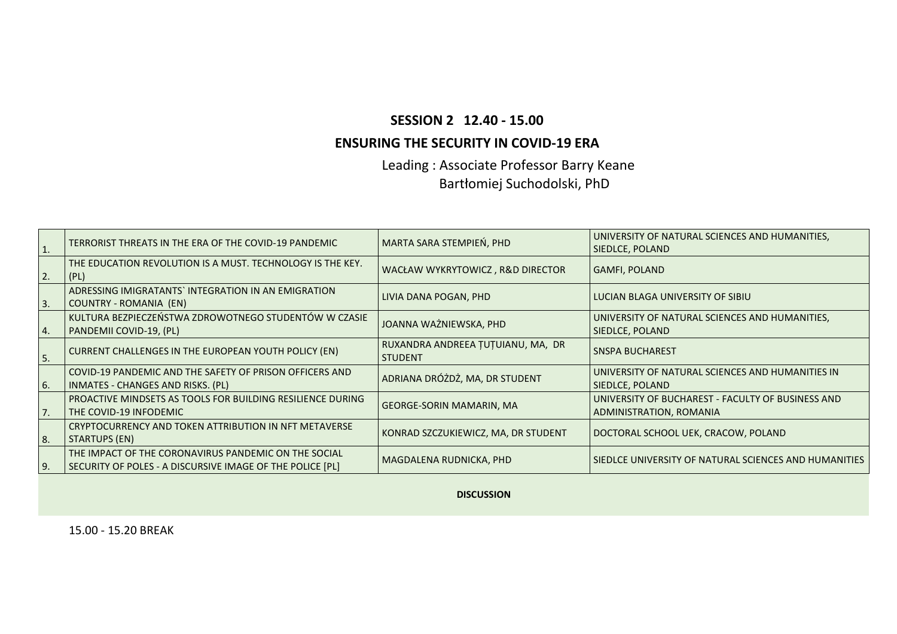## SESSION 2 12.40 - 15.00

## ENSURING THE SECURITY IN COVID-19 ERA

Leading : Associate Professor Barry Keane
Bartłomiej Suchodolski, PhD

| | | | |
|---|---|---|---|
| 1. | TERRORIST THREATS IN THE ERA OF THE COVID-19 PANDEMIC | MARTA SARA STEMPIEŃ, PHD | UNIVERSITY OF NATURAL SCIENCES AND HUMANITIES, SIEDLCE, POLAND |
| 2. | THE EDUCATION REVOLUTION IS A MUST. TECHNOLOGY IS THE KEY. (PL) | WACŁAW WYKRYTOWICZ , R&D DIRECTOR | GAMFI, POLAND |
| 3. | ADRESSING IMIGRATANTS` INTEGRATION IN AN EMIGRATION COUNTRY - ROMANIA (EN) | LIVIA DANA POGAN, PHD | LUCIAN BLAGA UNIVERSITY OF SIBIU |
| 4. | KULTURA BEZPIECZEŃSTWA ZDROWOTNEGO STUDENTÓW W CZASIE PANDEMII COVID-19, (PL) | JOANNA WAŻNIEWSKA, PHD | UNIVERSITY OF NATURAL SCIENCES AND HUMANITIES, SIEDLCE, POLAND |
| 5. | CURRENT CHALLENGES IN THE EUROPEAN YOUTH POLICY (EN) | RUXANDRA ANDREEA ȚUȚUIANU, MA, DR STUDENT | SNSPA BUCHAREST |
| 6. | COVID-19 PANDEMIC AND THE SAFETY OF PRISON OFFICERS AND INMATES - CHANGES AND RISKS. (PL) | ADRIANA DRÓŻDŻ, MA, DR STUDENT | UNIVERSITY OF NATURAL SCIENCES AND HUMANITIES IN SIEDLCE, POLAND |
| 7. | PROACTIVE MINDSETS AS TOOLS FOR BUILDING RESILIENCE DURING THE COVID-19 INFODEMIC | GEORGE-SORIN MAMARIN, MA | UNIVERSITY OF BUCHAREST - FACULTY OF BUSINESS AND ADMINISTRATION, ROMANIA |
| 8. | CRYPTOCURRENCY AND TOKEN ATTRIBUTION IN NFT METAVERSE STARTUPS (EN) | KONRAD SZCZUKIEWICZ, MA, DR STUDENT | DOCTORAL SCHOOL UEK, CRACOW, POLAND |
| 9. | THE IMPACT OF THE CORONAVIRUS PANDEMIC ON THE SOCIAL SECURITY OF POLES - A DISCURSIVE IMAGE OF THE POLICE [PL] | MAGDALENA RUDNICKA, PHD | SIEDLCE UNIVERSITY OF NATURAL SCIENCES AND HUMANITIES |

**DISCUSSION**

15.00 - 15.20 BREAK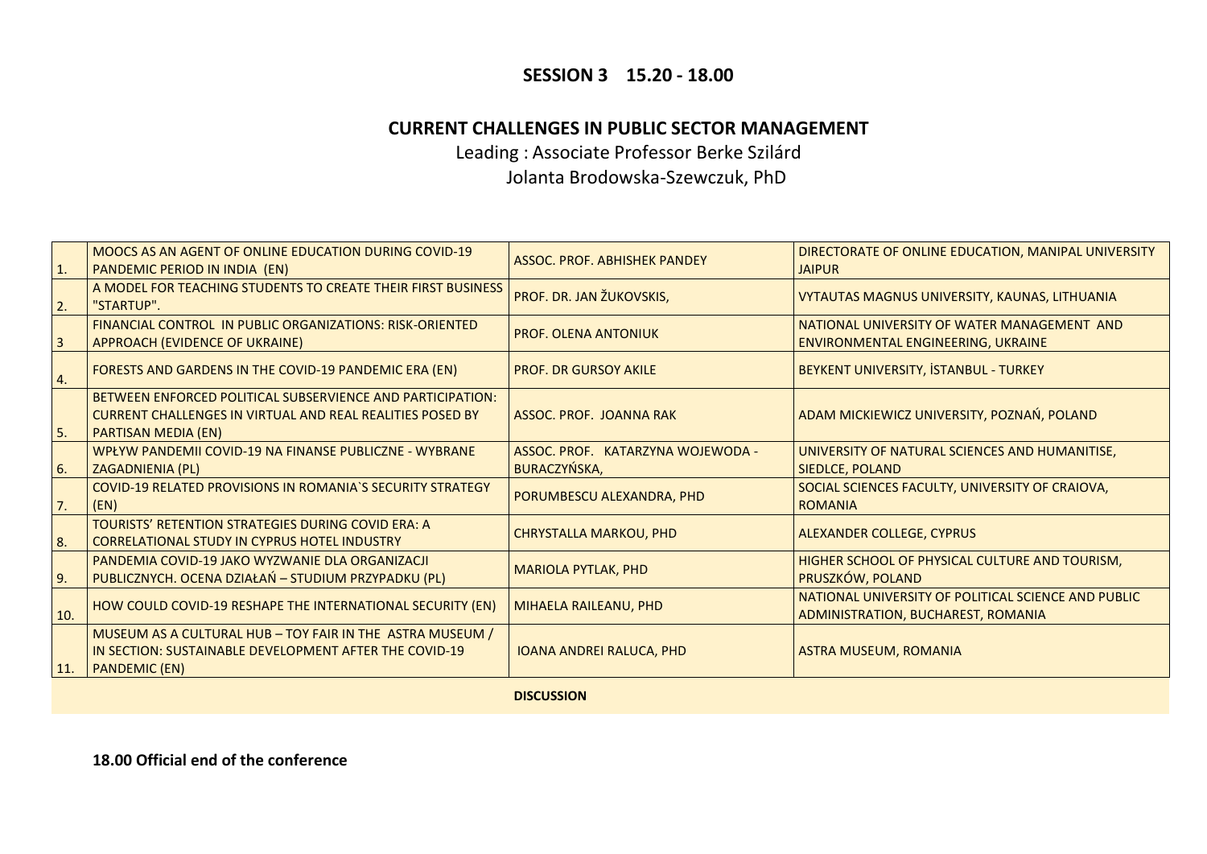## SESSION 3 15.20 - 18.00

## CURRENT CHALLENGES IN PUBLIC SECTOR MANAGEMENT

Leading : Associate Professor Berke Szilárd
Jolanta Brodowska-Szewczuk, PhD

| | | | |
|---|---|---|---|
| 1. | MOOCS AS AN AGENT OF ONLINE EDUCATION DURING COVID-19 PANDEMIC PERIOD IN INDIA (EN) | ASSOC. PROF. ABHISHEK PANDEY | DIRECTORATE OF ONLINE EDUCATION, MANIPAL UNIVERSITY JAIPUR |
| 2. | A MODEL FOR TEACHING STUDENTS TO CREATE THEIR FIRST BUSINESS "STARTUP". | PROF. DR. JAN ŽUKOVSKIS, | VYTAUTAS MAGNUS UNIVERSITY, KAUNAS, LITHUANIA |
| 3 | FINANCIAL CONTROL IN PUBLIC ORGANIZATIONS: RISK-ORIENTED APPROACH (EVIDENCE OF UKRAINE) | PROF. OLENA ANTONIUK | NATIONAL UNIVERSITY OF WATER MANAGEMENT AND ENVIRONMENTAL ENGINEERING, UKRAINE |
| 4. | FORESTS AND GARDENS IN THE COVID-19 PANDEMIC ERA (EN) | PROF. DR GURSOY AKILE | BEYKENT UNIVERSITY, İSTANBUL - TURKEY |
| 5. | BETWEEN ENFORCED POLITICAL SUBSERVIENCE AND PARTICIPATION: CURRENT CHALLENGES IN VIRTUAL AND REAL REALITIES POSED BY PARTISAN MEDIA (EN) | ASSOC. PROF. JOANNA RAK | ADAM MICKIEWICZ UNIVERSITY, POZNAŃ, POLAND |
| 6. | WPŁYW PANDEMII COVID-19 NA FINANSE PUBLICZNE - WYBRANE ZAGADNIENIA (PL) | ASSOC. PROF. KATARZYNA WOJEWODA - BURACZYŃSKA, | UNIVERSITY OF NATURAL SCIENCES AND HUMANITISE, SIEDLCE, POLAND |
| 7. | COVID-19 RELATED PROVISIONS IN ROMANIA`S SECURITY STRATEGY (EN) | PORUMBESCU ALEXANDRA, PHD | SOCIAL SCIENCES FACULTY, UNIVERSITY OF CRAIOVA, ROMANIA |
| 8. | TOURISTS' RETENTION STRATEGIES DURING COVID ERA: A CORRELATIONAL STUDY IN CYPRUS HOTEL INDUSTRY | CHRYSTALLA MARKOU, PHD | ALEXANDER COLLEGE, CYPRUS |
| 9. | PANDEMIA COVID-19 JAKO WYZWANIE DLA ORGANIZACJI PUBLICZNYCH. OCENA DZIAŁAŃ – STUDIUM PRZYPADKU (PL) | MARIOLA PYTLAK, PHD | HIGHER SCHOOL OF PHYSICAL CULTURE AND TOURISM, PRUSZKÓW, POLAND |
| 10. | HOW COULD COVID-19 RESHAPE THE INTERNATIONAL SECURITY (EN) | MIHAELA RAILEANU, PHD | NATIONAL UNIVERSITY OF POLITICAL SCIENCE AND PUBLIC ADMINISTRATION, BUCHAREST, ROMANIA |
| 11. | MUSEUM AS A CULTURAL HUB – TOY FAIR IN THE ASTRA MUSEUM / IN SECTION: SUSTAINABLE DEVELOPMENT AFTER THE COVID-19 PANDEMIC (EN) | IOANA ANDREI RALUCA, PHD | ASTRA MUSEUM, ROMANIA |
| | **DISCUSSION** | | |

**18.00 Official end of the conference**